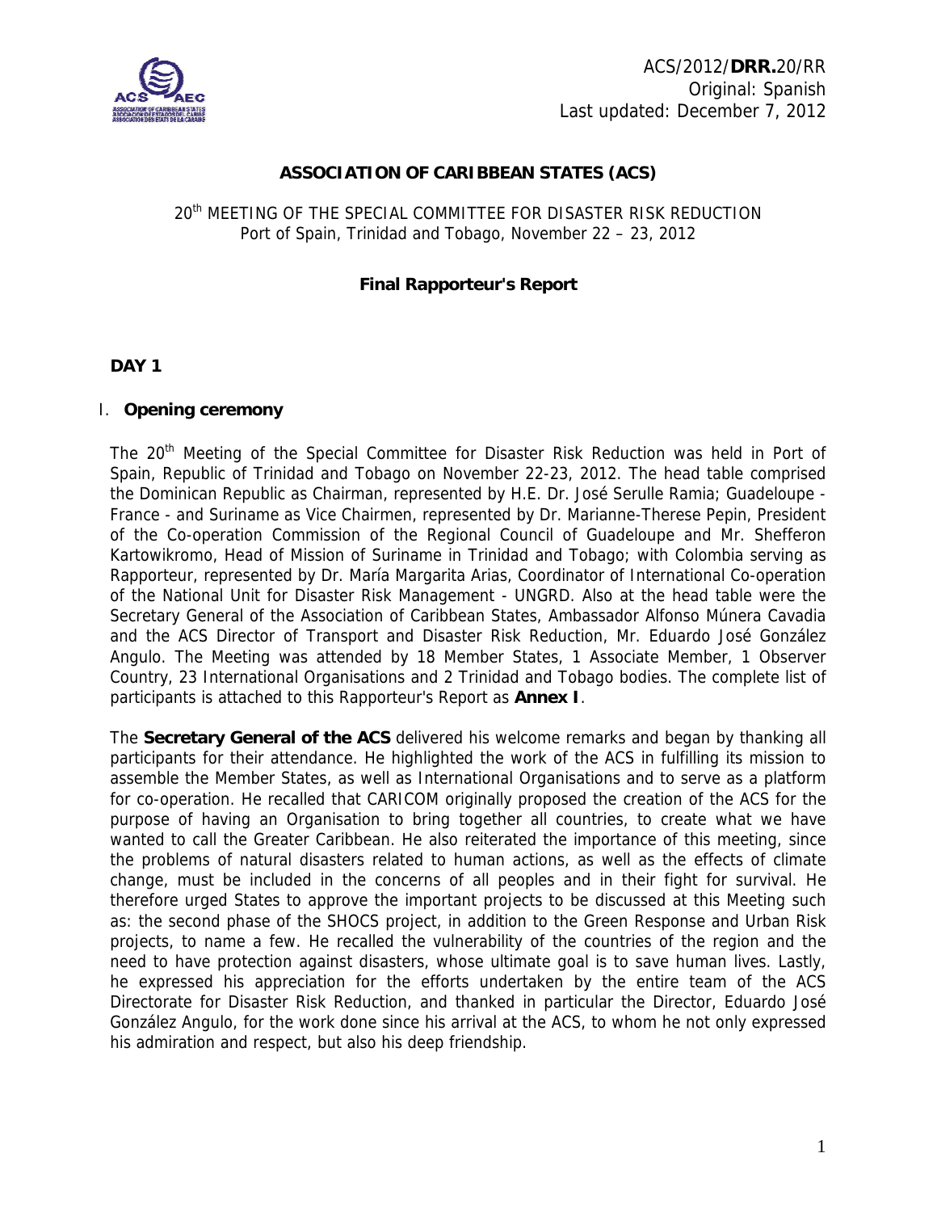ACS/2012/**DRR.**20/RR
Original: Spanish
Last updated: December 7, 2012

# ASSOCIATION OF CARIBBEAN STATES (ACS)

20th MEETING OF THE SPECIAL COMMITTEE FOR DISASTER RISK REDUCTION
Port of Spain, Trinidad and Tobago, November 22 – 23, 2012

## Final Rapporteur's Report

### DAY 1

### I. Opening ceremony

The 20th Meeting of the Special Committee for Disaster Risk Reduction was held in Port of Spain, Republic of Trinidad and Tobago on November 22-23, 2012. The head table comprised the Dominican Republic as Chairman, represented by H.E. Dr. José Serulle Ramia; Guadeloupe - France - and Suriname as Vice Chairmen, represented by Dr. Marianne-Therese Pepin, President of the Co-operation Commission of the Regional Council of Guadeloupe and Mr. Shefferon Kartowikromo, Head of Mission of Suriname in Trinidad and Tobago; with Colombia serving as Rapporteur, represented by Dr. María Margarita Arias, Coordinator of International Co-operation of the National Unit for Disaster Risk Management - UNGRD. Also at the head table were the Secretary General of the Association of Caribbean States, Ambassador Alfonso Múnera Cavadia and the ACS Director of Transport and Disaster Risk Reduction, Mr. Eduardo José González Angulo. The Meeting was attended by 18 Member States, 1 Associate Member, 1 Observer Country, 23 International Organisations and 2 Trinidad and Tobago bodies. The complete list of participants is attached to this Rapporteur's Report as **Annex I**.

The **Secretary General of the ACS** delivered his welcome remarks and began by thanking all participants for their attendance. He highlighted the work of the ACS in fulfilling its mission to assemble the Member States, as well as International Organisations and to serve as a platform for co-operation. He recalled that CARICOM originally proposed the creation of the ACS for the purpose of having an Organisation to bring together all countries, to create what we have wanted to call the Greater Caribbean. He also reiterated the importance of this meeting, since the problems of natural disasters related to human actions, as well as the effects of climate change, must be included in the concerns of all peoples and in their fight for survival. He therefore urged States to approve the important projects to be discussed at this Meeting such as: the second phase of the SHOCS project, in addition to the Green Response and Urban Risk projects, to name a few. He recalled the vulnerability of the countries of the region and the need to have protection against disasters, whose ultimate goal is to save human lives. Lastly, he expressed his appreciation for the efforts undertaken by the entire team of the ACS Directorate for Disaster Risk Reduction, and thanked in particular the Director, Eduardo José González Angulo, for the work done since his arrival at the ACS, to whom he not only expressed his admiration and respect, but also his deep friendship.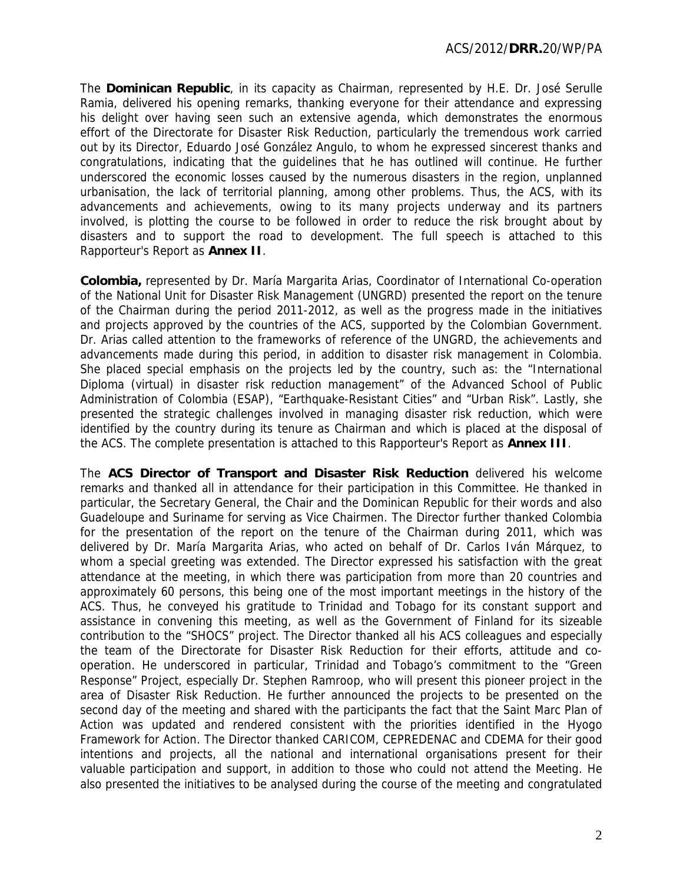The **Dominican Republic**, in its capacity as Chairman, represented by H.E. Dr. José Serulle Ramia, delivered his opening remarks, thanking everyone for their attendance and expressing his delight over having seen such an extensive agenda, which demonstrates the enormous effort of the Directorate for Disaster Risk Reduction, particularly the tremendous work carried out by its Director, Eduardo José González Angulo, to whom he expressed sincerest thanks and congratulations, indicating that the guidelines that he has outlined will continue. He further underscored the economic losses caused by the numerous disasters in the region, unplanned urbanisation, the lack of territorial planning, among other problems. Thus, the ACS, with its advancements and achievements, owing to its many projects underway and its partners involved, is plotting the course to be followed in order to reduce the risk brought about by disasters and to support the road to development. The full speech is attached to this Rapporteur's Report as **Annex II**.

**Colombia,** represented by Dr. María Margarita Arias, Coordinator of International Co-operation of the National Unit for Disaster Risk Management (UNGRD) presented the report on the tenure of the Chairman during the period 2011-2012, as well as the progress made in the initiatives and projects approved by the countries of the ACS, supported by the Colombian Government. Dr. Arias called attention to the frameworks of reference of the UNGRD, the achievements and advancements made during this period, in addition to disaster risk management in Colombia. She placed special emphasis on the projects led by the country, such as: the "International Diploma (virtual) in disaster risk reduction management" of the Advanced School of Public Administration of Colombia (ESAP), "Earthquake-Resistant Cities" and "Urban Risk". Lastly, she presented the strategic challenges involved in managing disaster risk reduction, which were identified by the country during its tenure as Chairman and which is placed at the disposal of the ACS. The complete presentation is attached to this Rapporteur's Report as **Annex III**.

The **ACS Director of Transport and Disaster Risk Reduction** delivered his welcome remarks and thanked all in attendance for their participation in this Committee. He thanked in particular, the Secretary General, the Chair and the Dominican Republic for their words and also Guadeloupe and Suriname for serving as Vice Chairmen. The Director further thanked Colombia for the presentation of the report on the tenure of the Chairman during 2011, which was delivered by Dr. María Margarita Arias, who acted on behalf of Dr. Carlos Iván Márquez, to whom a special greeting was extended. The Director expressed his satisfaction with the great attendance at the meeting, in which there was participation from more than 20 countries and approximately 60 persons, this being one of the most important meetings in the history of the ACS. Thus, he conveyed his gratitude to Trinidad and Tobago for its constant support and assistance in convening this meeting, as well as the Government of Finland for its sizeable contribution to the "SHOCS" project. The Director thanked all his ACS colleagues and especially the team of the Directorate for Disaster Risk Reduction for their efforts, attitude and co-operation. He underscored in particular, Trinidad and Tobago's commitment to the "Green Response" Project, especially Dr. Stephen Ramroop, who will present this pioneer project in the area of Disaster Risk Reduction. He further announced the projects to be presented on the second day of the meeting and shared with the participants the fact that the Saint Marc Plan of Action was updated and rendered consistent with the priorities identified in the Hyogo Framework for Action. The Director thanked CARICOM, CEPREDENAC and CDEMA for their good intentions and projects, all the national and international organisations present for their valuable participation and support, in addition to those who could not attend the Meeting. He also presented the initiatives to be analysed during the course of the meeting and congratulated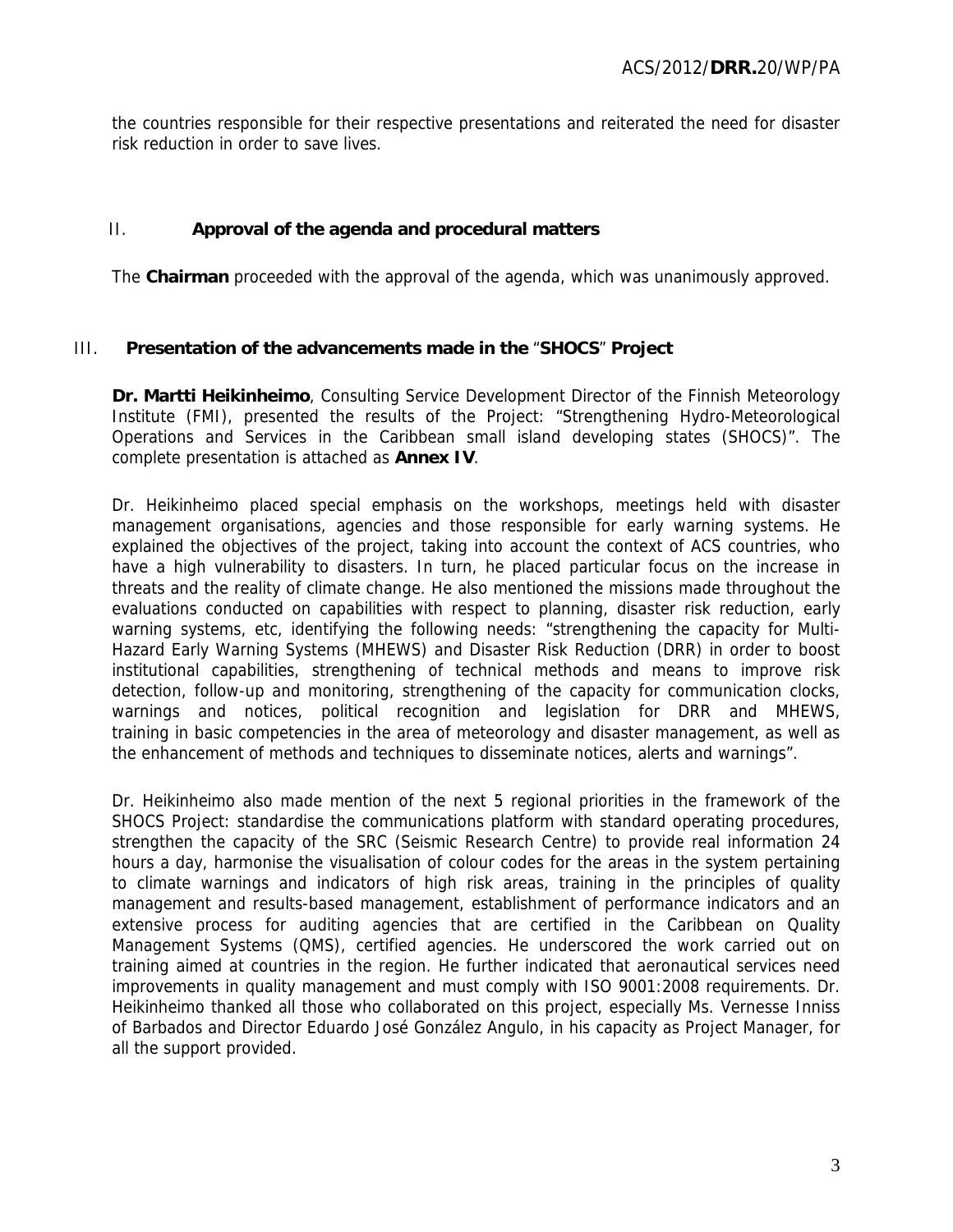the countries responsible for their respective presentations and reiterated the need for disaster risk reduction in order to save lives.

## II. Approval of the agenda and procedural matters

The **Chairman** proceeded with the approval of the agenda, which was unanimously approved.

## III. Presentation of the advancements made in the "SHOCS" Project

**Dr. Martti Heikinheimo**, Consulting Service Development Director of the Finnish Meteorology Institute (FMI), presented the results of the Project: "Strengthening Hydro-Meteorological Operations and Services in the Caribbean small island developing states (SHOCS)". The complete presentation is attached as **Annex IV**.

Dr. Heikinheimo placed special emphasis on the workshops, meetings held with disaster management organisations, agencies and those responsible for early warning systems. He explained the objectives of the project, taking into account the context of ACS countries, who have a high vulnerability to disasters. In turn, he placed particular focus on the increase in threats and the reality of climate change. He also mentioned the missions made throughout the evaluations conducted on capabilities with respect to planning, disaster risk reduction, early warning systems, etc, identifying the following needs: "strengthening the capacity for Multi-Hazard Early Warning Systems (MHEWS) and Disaster Risk Reduction (DRR) in order to boost institutional capabilities, strengthening of technical methods and means to improve risk detection, follow-up and monitoring, strengthening of the capacity for communication clocks, warnings and notices, political recognition and legislation for DRR and MHEWS, training in basic competencies in the area of meteorology and disaster management, as well as the enhancement of methods and techniques to disseminate notices, alerts and warnings".

Dr. Heikinheimo also made mention of the next 5 regional priorities in the framework of the SHOCS Project: standardise the communications platform with standard operating procedures, strengthen the capacity of the SRC (Seismic Research Centre) to provide real information 24 hours a day, harmonise the visualisation of colour codes for the areas in the system pertaining to climate warnings and indicators of high risk areas, training in the principles of quality management and results-based management, establishment of performance indicators and an extensive process for auditing agencies that are certified in the Caribbean on Quality Management Systems (QMS), certified agencies. He underscored the work carried out on training aimed at countries in the region. He further indicated that aeronautical services need improvements in quality management and must comply with ISO 9001:2008 requirements. Dr. Heikinheimo thanked all those who collaborated on this project, especially Ms. Vernesse Inniss of Barbados and Director Eduardo José González Angulo, in his capacity as Project Manager, for all the support provided.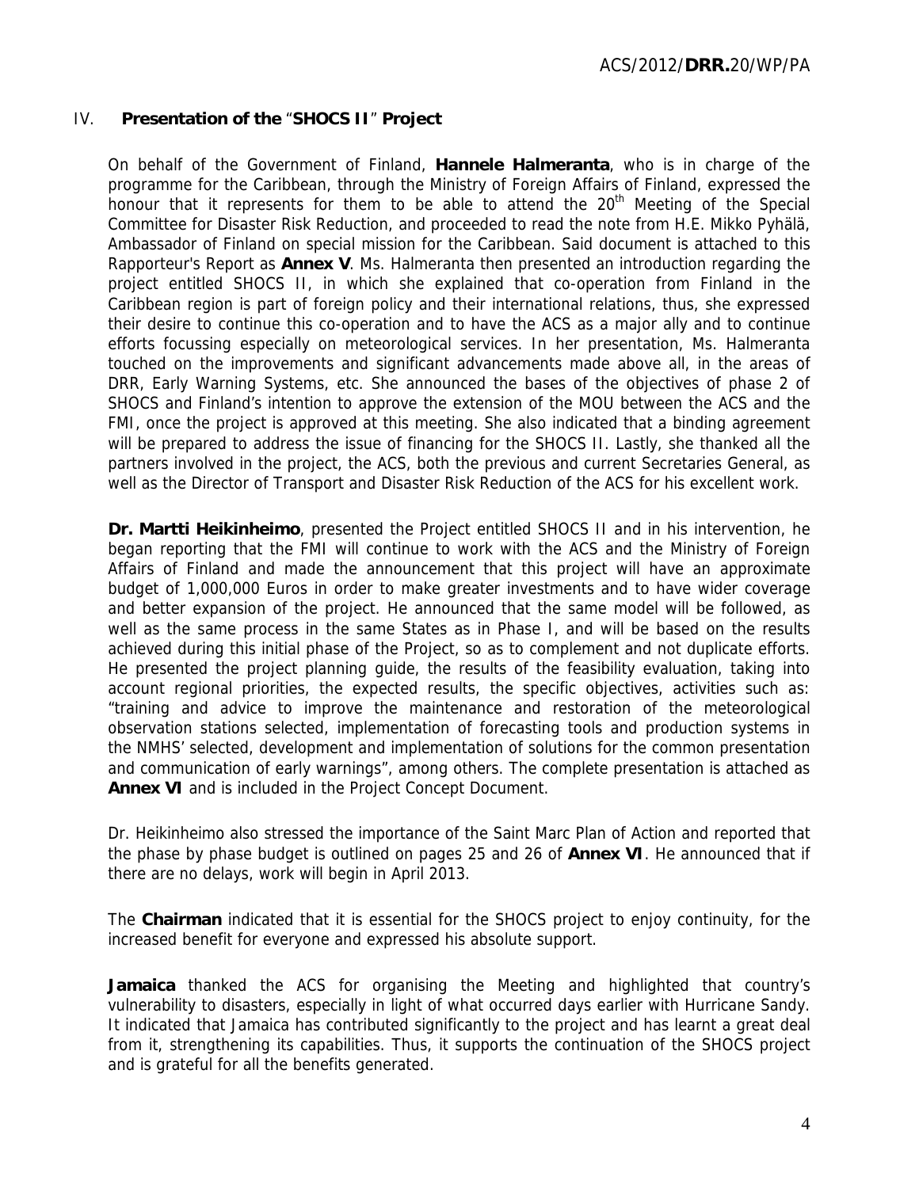## IV. **Presentation of the "SHOCS II" Project**

On behalf of the Government of Finland, **Hannele Halmeranta**, who is in charge of the programme for the Caribbean, through the Ministry of Foreign Affairs of Finland, expressed the honour that it represents for them to be able to attend the 20th Meeting of the Special Committee for Disaster Risk Reduction, and proceeded to read the note from H.E. Mikko Pyhälä, Ambassador of Finland on special mission for the Caribbean. Said document is attached to this Rapporteur's Report as **Annex V**. Ms. Halmeranta then presented an introduction regarding the project entitled SHOCS II, in which she explained that co-operation from Finland in the Caribbean region is part of foreign policy and their international relations, thus, she expressed their desire to continue this co-operation and to have the ACS as a major ally and to continue efforts focussing especially on meteorological services. In her presentation, Ms. Halmeranta touched on the improvements and significant advancements made above all, in the areas of DRR, Early Warning Systems, etc. She announced the bases of the objectives of phase 2 of SHOCS and Finland's intention to approve the extension of the MOU between the ACS and the FMI, once the project is approved at this meeting. She also indicated that a binding agreement will be prepared to address the issue of financing for the SHOCS II. Lastly, she thanked all the partners involved in the project, the ACS, both the previous and current Secretaries General, as well as the Director of Transport and Disaster Risk Reduction of the ACS for his excellent work.

**Dr. Martti Heikinheimo**, presented the Project entitled SHOCS II and in his intervention, he began reporting that the FMI will continue to work with the ACS and the Ministry of Foreign Affairs of Finland and made the announcement that this project will have an approximate budget of 1,000,000 Euros in order to make greater investments and to have wider coverage and better expansion of the project. He announced that the same model will be followed, as well as the same process in the same States as in Phase I, and will be based on the results achieved during this initial phase of the Project, so as to complement and not duplicate efforts. He presented the project planning guide, the results of the feasibility evaluation, taking into account regional priorities, the expected results, the specific objectives, activities such as: "training and advice to improve the maintenance and restoration of the meteorological observation stations selected, implementation of forecasting tools and production systems in the NMHS' selected, development and implementation of solutions for the common presentation and communication of early warnings", among others. The complete presentation is attached as **Annex VI** and is included in the Project Concept Document.

Dr. Heikinheimo also stressed the importance of the Saint Marc Plan of Action and reported that the phase by phase budget is outlined on pages 25 and 26 of **Annex VI**. He announced that if there are no delays, work will begin in April 2013.

The **Chairman** indicated that it is essential for the SHOCS project to enjoy continuity, for the increased benefit for everyone and expressed his absolute support.

**Jamaica** thanked the ACS for organising the Meeting and highlighted that country's vulnerability to disasters, especially in light of what occurred days earlier with Hurricane Sandy. It indicated that Jamaica has contributed significantly to the project and has learnt a great deal from it, strengthening its capabilities. Thus, it supports the continuation of the SHOCS project and is grateful for all the benefits generated.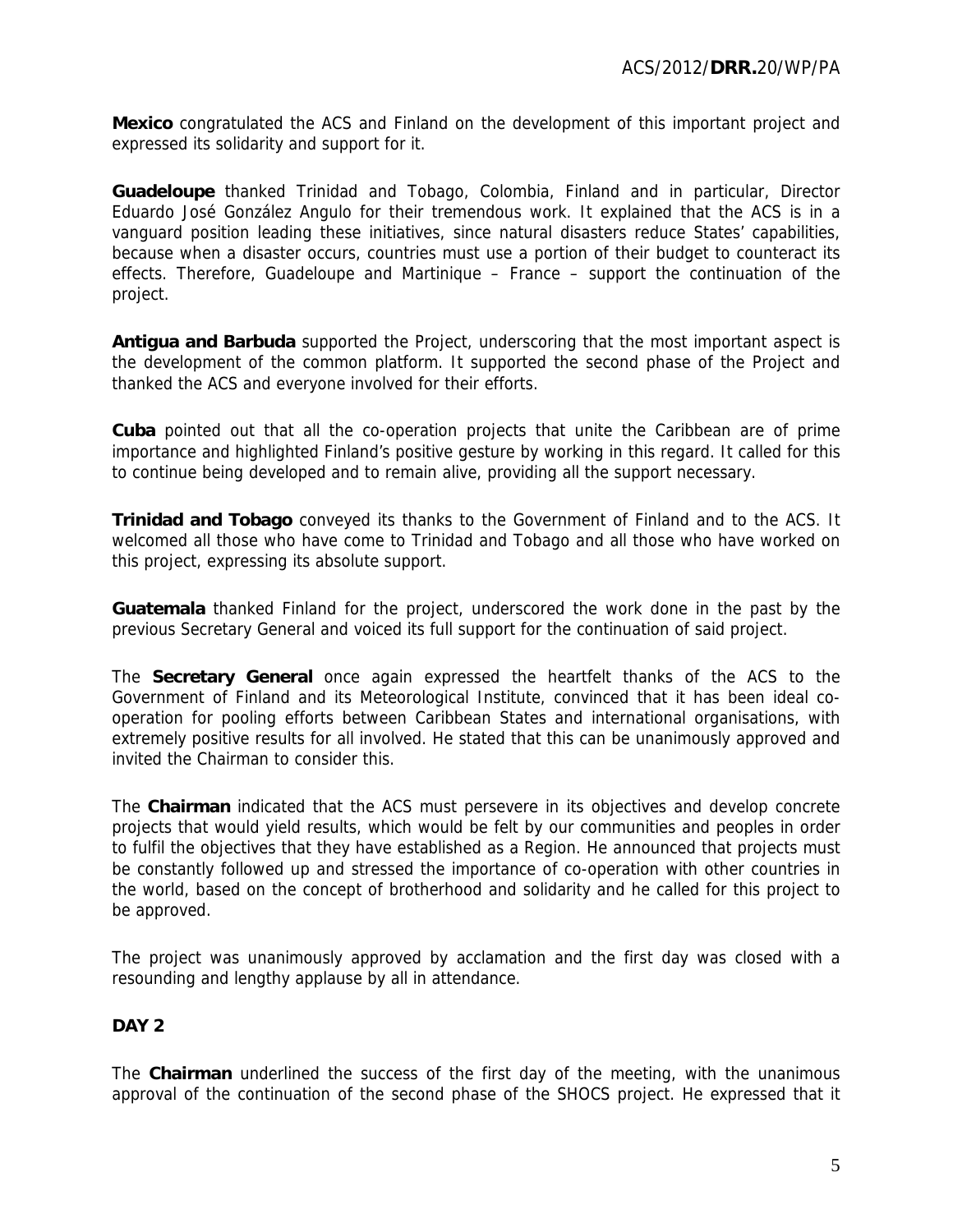**Mexico** congratulated the ACS and Finland on the development of this important project and expressed its solidarity and support for it.

**Guadeloupe** thanked Trinidad and Tobago, Colombia, Finland and in particular, Director Eduardo José González Angulo for their tremendous work. It explained that the ACS is in a vanguard position leading these initiatives, since natural disasters reduce States' capabilities, because when a disaster occurs, countries must use a portion of their budget to counteract its effects. Therefore, Guadeloupe and Martinique – France – support the continuation of the project.

**Antigua and Barbuda** supported the Project, underscoring that the most important aspect is the development of the common platform. It supported the second phase of the Project and thanked the ACS and everyone involved for their efforts.

**Cuba** pointed out that all the co-operation projects that unite the Caribbean are of prime importance and highlighted Finland's positive gesture by working in this regard. It called for this to continue being developed and to remain alive, providing all the support necessary.

**Trinidad and Tobago** conveyed its thanks to the Government of Finland and to the ACS. It welcomed all those who have come to Trinidad and Tobago and all those who have worked on this project, expressing its absolute support.

**Guatemala** thanked Finland for the project, underscored the work done in the past by the previous Secretary General and voiced its full support for the continuation of said project.

The **Secretary General** once again expressed the heartfelt thanks of the ACS to the Government of Finland and its Meteorological Institute, convinced that it has been ideal co-operation for pooling efforts between Caribbean States and international organisations, with extremely positive results for all involved. He stated that this can be unanimously approved and invited the Chairman to consider this.

The **Chairman** indicated that the ACS must persevere in its objectives and develop concrete projects that would yield results, which would be felt by our communities and peoples in order to fulfil the objectives that they have established as a Region. He announced that projects must be constantly followed up and stressed the importance of co-operation with other countries in the world, based on the concept of brotherhood and solidarity and he called for this project to be approved.

The project was unanimously approved by acclamation and the first day was closed with a resounding and lengthy applause by all in attendance.

**DAY 2**

The **Chairman** underlined the success of the first day of the meeting, with the unanimous approval of the continuation of the second phase of the SHOCS project. He expressed that it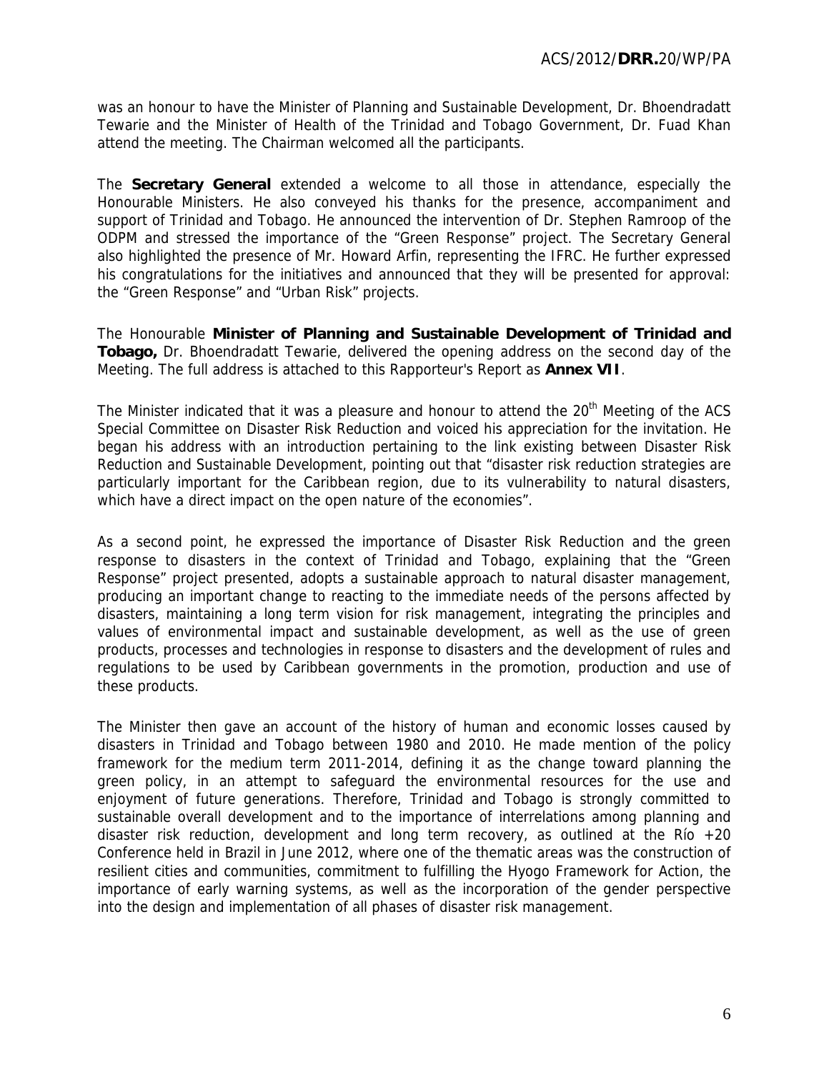was an honour to have the Minister of Planning and Sustainable Development, Dr. Bhoendradatt Tewarie and the Minister of Health of the Trinidad and Tobago Government, Dr. Fuad Khan attend the meeting. The Chairman welcomed all the participants.

The **Secretary General** extended a welcome to all those in attendance, especially the Honourable Ministers. He also conveyed his thanks for the presence, accompaniment and support of Trinidad and Tobago. He announced the intervention of Dr. Stephen Ramroop of the ODPM and stressed the importance of the "Green Response" project. The Secretary General also highlighted the presence of Mr. Howard Arfin, representing the IFRC. He further expressed his congratulations for the initiatives and announced that they will be presented for approval: the "Green Response" and "Urban Risk" projects.

The Honourable **Minister of Planning and Sustainable Development of Trinidad and Tobago,** Dr. Bhoendradatt Tewarie, delivered the opening address on the second day of the Meeting. The full address is attached to this Rapporteur's Report as **Annex VII**.

The Minister indicated that it was a pleasure and honour to attend the 20th Meeting of the ACS Special Committee on Disaster Risk Reduction and voiced his appreciation for the invitation. He began his address with an introduction pertaining to the link existing between Disaster Risk Reduction and Sustainable Development, pointing out that "disaster risk reduction strategies are particularly important for the Caribbean region, due to its vulnerability to natural disasters, which have a direct impact on the open nature of the economies".

As a second point, he expressed the importance of Disaster Risk Reduction and the green response to disasters in the context of Trinidad and Tobago, explaining that the "Green Response" project presented, adopts a sustainable approach to natural disaster management, producing an important change to reacting to the immediate needs of the persons affected by disasters, maintaining a long term vision for risk management, integrating the principles and values of environmental impact and sustainable development, as well as the use of green products, processes and technologies in response to disasters and the development of rules and regulations to be used by Caribbean governments in the promotion, production and use of these products.

The Minister then gave an account of the history of human and economic losses caused by disasters in Trinidad and Tobago between 1980 and 2010. He made mention of the policy framework for the medium term 2011-2014, defining it as the change toward planning the green policy, in an attempt to safeguard the environmental resources for the use and enjoyment of future generations. Therefore, Trinidad and Tobago is strongly committed to sustainable overall development and to the importance of interrelations among planning and disaster risk reduction, development and long term recovery, as outlined at the Río +20 Conference held in Brazil in June 2012, where one of the thematic areas was the construction of resilient cities and communities, commitment to fulfilling the Hyogo Framework for Action, the importance of early warning systems, as well as the incorporation of the gender perspective into the design and implementation of all phases of disaster risk management.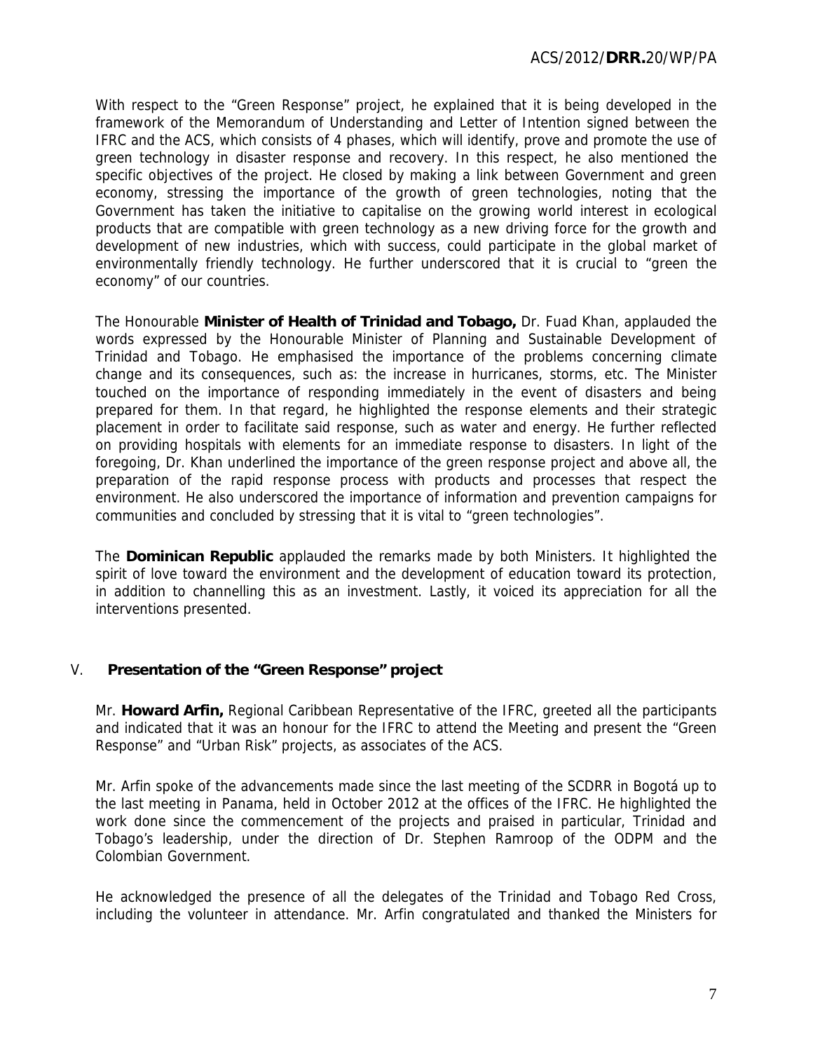With respect to the "Green Response" project, he explained that it is being developed in the framework of the Memorandum of Understanding and Letter of Intention signed between the IFRC and the ACS, which consists of 4 phases, which will identify, prove and promote the use of green technology in disaster response and recovery. In this respect, he also mentioned the specific objectives of the project. He closed by making a link between Government and green economy, stressing the importance of the growth of green technologies, noting that the Government has taken the initiative to capitalise on the growing world interest in ecological products that are compatible with green technology as a new driving force for the growth and development of new industries, which with success, could participate in the global market of environmentally friendly technology. He further underscored that it is crucial to "green the economy" of our countries.

The Honourable **Minister of Health of Trinidad and Tobago,** Dr. Fuad Khan, applauded the words expressed by the Honourable Minister of Planning and Sustainable Development of Trinidad and Tobago. He emphasised the importance of the problems concerning climate change and its consequences, such as: the increase in hurricanes, storms, etc. The Minister touched on the importance of responding immediately in the event of disasters and being prepared for them. In that regard, he highlighted the response elements and their strategic placement in order to facilitate said response, such as water and energy. He further reflected on providing hospitals with elements for an immediate response to disasters. In light of the foregoing, Dr. Khan underlined the importance of the green response project and above all, the preparation of the rapid response process with products and processes that respect the environment. He also underscored the importance of information and prevention campaigns for communities and concluded by stressing that it is vital to "green technologies".

The **Dominican Republic** applauded the remarks made by both Ministers. It highlighted the spirit of love toward the environment and the development of education toward its protection, in addition to channelling this as an investment. Lastly, it voiced its appreciation for all the interventions presented.

## V. Presentation of the "Green Response" project

Mr. **Howard Arfin,** Regional Caribbean Representative of the IFRC, greeted all the participants and indicated that it was an honour for the IFRC to attend the Meeting and present the "Green Response" and "Urban Risk" projects, as associates of the ACS.

Mr. Arfin spoke of the advancements made since the last meeting of the SCDRR in Bogotá up to the last meeting in Panama, held in October 2012 at the offices of the IFRC. He highlighted the work done since the commencement of the projects and praised in particular, Trinidad and Tobago's leadership, under the direction of Dr. Stephen Ramroop of the ODPM and the Colombian Government.

He acknowledged the presence of all the delegates of the Trinidad and Tobago Red Cross, including the volunteer in attendance. Mr. Arfin congratulated and thanked the Ministers for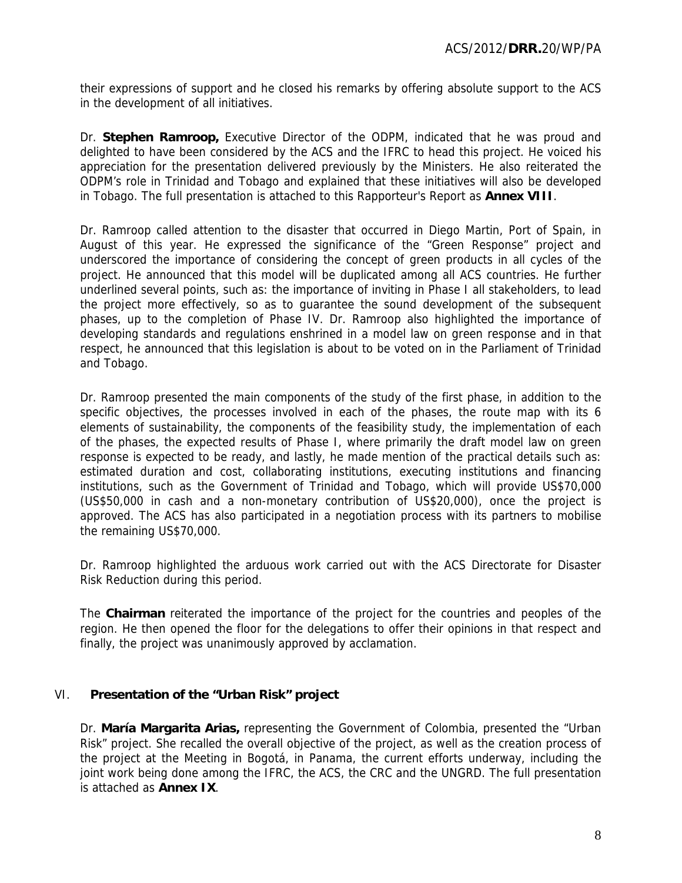their expressions of support and he closed his remarks by offering absolute support to the ACS in the development of all initiatives.

Dr. **Stephen Ramroop,** Executive Director of the ODPM, indicated that he was proud and delighted to have been considered by the ACS and the IFRC to head this project. He voiced his appreciation for the presentation delivered previously by the Ministers. He also reiterated the ODPM's role in Trinidad and Tobago and explained that these initiatives will also be developed in Tobago. The full presentation is attached to this Rapporteur's Report as **Annex VIII**.

Dr. Ramroop called attention to the disaster that occurred in Diego Martin, Port of Spain, in August of this year. He expressed the significance of the "Green Response" project and underscored the importance of considering the concept of green products in all cycles of the project. He announced that this model will be duplicated among all ACS countries. He further underlined several points, such as: the importance of inviting in Phase I all stakeholders, to lead the project more effectively, so as to guarantee the sound development of the subsequent phases, up to the completion of Phase IV. Dr. Ramroop also highlighted the importance of developing standards and regulations enshrined in a model law on green response and in that respect, he announced that this legislation is about to be voted on in the Parliament of Trinidad and Tobago.

Dr. Ramroop presented the main components of the study of the first phase, in addition to the specific objectives, the processes involved in each of the phases, the route map with its 6 elements of sustainability, the components of the feasibility study, the implementation of each of the phases, the expected results of Phase I, where primarily the draft model law on green response is expected to be ready, and lastly, he made mention of the practical details such as: estimated duration and cost, collaborating institutions, executing institutions and financing institutions, such as the Government of Trinidad and Tobago, which will provide US$70,000 (US$50,000 in cash and a non-monetary contribution of US$20,000), once the project is approved. The ACS has also participated in a negotiation process with its partners to mobilise the remaining US$70,000.

Dr. Ramroop highlighted the arduous work carried out with the ACS Directorate for Disaster Risk Reduction during this period.

The **Chairman** reiterated the importance of the project for the countries and peoples of the region. He then opened the floor for the delegations to offer their opinions in that respect and finally, the project was unanimously approved by acclamation.

## VI. Presentation of the "Urban Risk" project

Dr. **María Margarita Arias,** representing the Government of Colombia, presented the "Urban Risk" project. She recalled the overall objective of the project, as well as the creation process of the project at the Meeting in Bogotá, in Panama, the current efforts underway, including the joint work being done among the IFRC, the ACS, the CRC and the UNGRD. The full presentation is attached as **Annex IX**.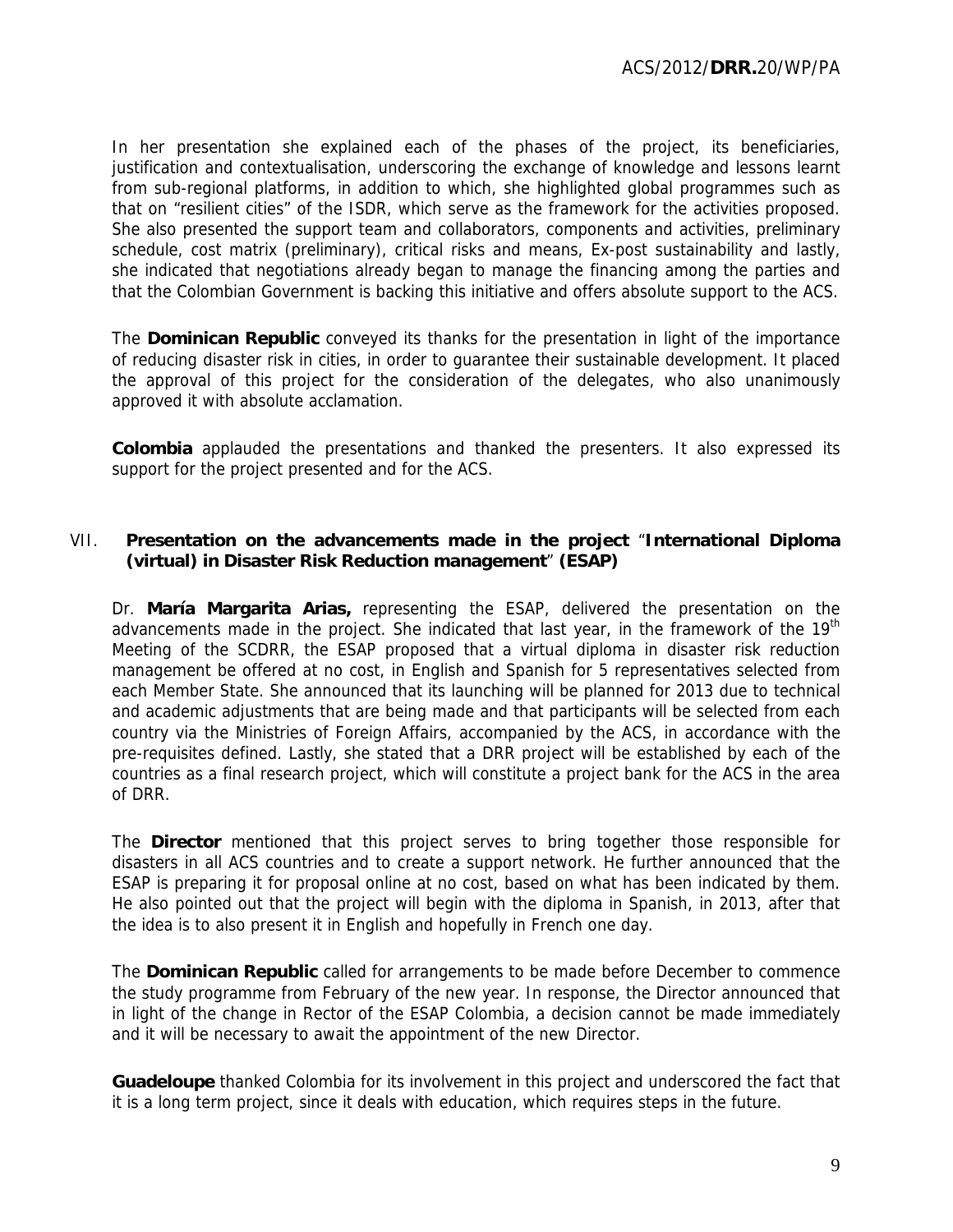In her presentation she explained each of the phases of the project, its beneficiaries, justification and contextualisation, underscoring the exchange of knowledge and lessons learnt from sub-regional platforms, in addition to which, she highlighted global programmes such as that on "resilient cities" of the ISDR, which serve as the framework for the activities proposed. She also presented the support team and collaborators, components and activities, preliminary schedule, cost matrix (preliminary), critical risks and means, Ex-post sustainability and lastly, she indicated that negotiations already began to manage the financing among the parties and that the Colombian Government is backing this initiative and offers absolute support to the ACS.

The **Dominican Republic** conveyed its thanks for the presentation in light of the importance of reducing disaster risk in cities, in order to guarantee their sustainable development. It placed the approval of this project for the consideration of the delegates, who also unanimously approved it with absolute acclamation.

**Colombia** applauded the presentations and thanked the presenters. It also expressed its support for the project presented and for the ACS.

## VII. Presentation on the advancements made in the project "International Diploma (virtual) in Disaster Risk Reduction management" (ESAP)

Dr. **María Margarita Arias,** representing the ESAP, delivered the presentation on the advancements made in the project. She indicated that last year, in the framework of the 19th Meeting of the SCDRR, the ESAP proposed that a virtual diploma in disaster risk reduction management be offered at no cost, in English and Spanish for 5 representatives selected from each Member State. She announced that its launching will be planned for 2013 due to technical and academic adjustments that are being made and that participants will be selected from each country via the Ministries of Foreign Affairs, accompanied by the ACS, in accordance with the pre-requisites defined. Lastly, she stated that a DRR project will be established by each of the countries as a final research project, which will constitute a project bank for the ACS in the area of DRR.

The **Director** mentioned that this project serves to bring together those responsible for disasters in all ACS countries and to create a support network. He further announced that the ESAP is preparing it for proposal online at no cost, based on what has been indicated by them. He also pointed out that the project will begin with the diploma in Spanish, in 2013, after that the idea is to also present it in English and hopefully in French one day.

The **Dominican Republic** called for arrangements to be made before December to commence the study programme from February of the new year. In response, the Director announced that in light of the change in Rector of the ESAP Colombia, a decision cannot be made immediately and it will be necessary to await the appointment of the new Director.

**Guadeloupe** thanked Colombia for its involvement in this project and underscored the fact that it is a long term project, since it deals with education, which requires steps in the future.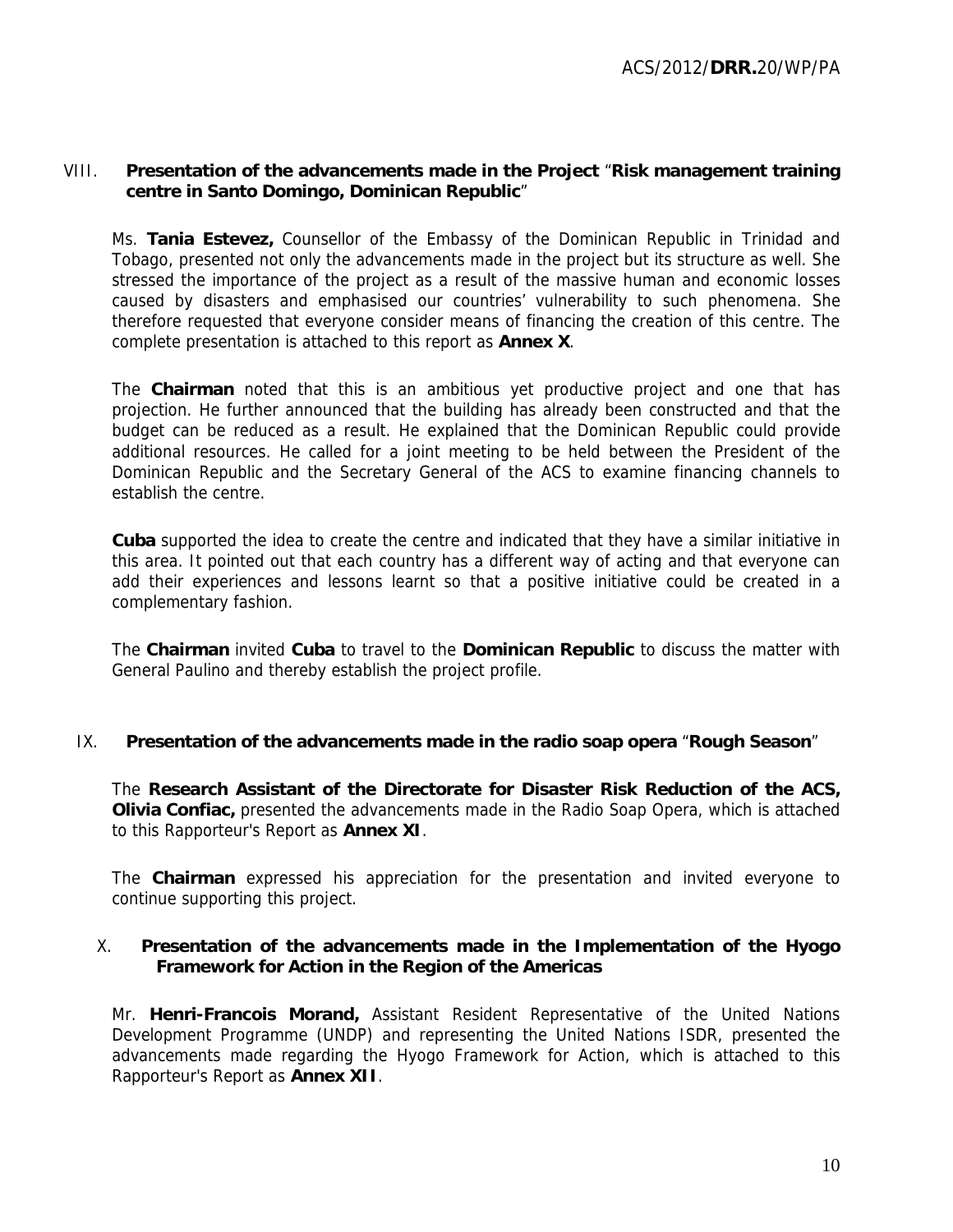## VIII. Presentation of the advancements made in the Project "Risk management training centre in Santo Domingo, Dominican Republic"

Ms. **Tania Estevez,** Counsellor of the Embassy of the Dominican Republic in Trinidad and Tobago, presented not only the advancements made in the project but its structure as well. She stressed the importance of the project as a result of the massive human and economic losses caused by disasters and emphasised our countries' vulnerability to such phenomena. She therefore requested that everyone consider means of financing the creation of this centre. The complete presentation is attached to this report as **Annex X**.

The **Chairman** noted that this is an ambitious yet productive project and one that has projection. He further announced that the building has already been constructed and that the budget can be reduced as a result. He explained that the Dominican Republic could provide additional resources. He called for a joint meeting to be held between the President of the Dominican Republic and the Secretary General of the ACS to examine financing channels to establish the centre.

**Cuba** supported the idea to create the centre and indicated that they have a similar initiative in this area. It pointed out that each country has a different way of acting and that everyone can add their experiences and lessons learnt so that a positive initiative could be created in a complementary fashion.

The **Chairman** invited **Cuba** to travel to the **Dominican Republic** to discuss the matter with General Paulino and thereby establish the project profile.

## IX. Presentation of the advancements made in the radio soap opera "Rough Season"

The **Research Assistant of the Directorate for Disaster Risk Reduction of the ACS, Olivia Confiac,** presented the advancements made in the Radio Soap Opera, which is attached to this Rapporteur's Report as **Annex XI**.

The **Chairman** expressed his appreciation for the presentation and invited everyone to continue supporting this project.

## X. Presentation of the advancements made in the Implementation of the Hyogo Framework for Action in the Region of the Americas

Mr. **Henri-Francois Morand,** Assistant Resident Representative of the United Nations Development Programme (UNDP) and representing the United Nations ISDR, presented the advancements made regarding the Hyogo Framework for Action, which is attached to this Rapporteur's Report as **Annex XII**.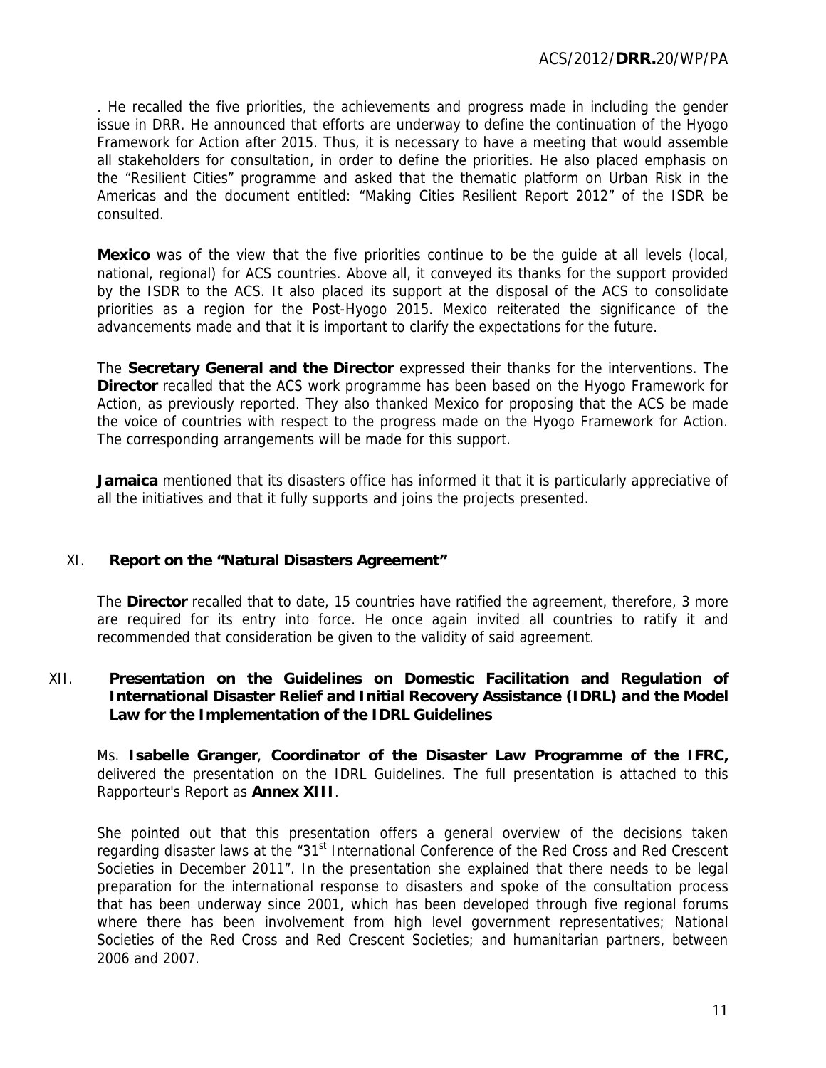. He recalled the five priorities, the achievements and progress made in including the gender issue in DRR. He announced that efforts are underway to define the continuation of the Hyogo Framework for Action after 2015. Thus, it is necessary to have a meeting that would assemble all stakeholders for consultation, in order to define the priorities. He also placed emphasis on the "Resilient Cities" programme and asked that the thematic platform on Urban Risk in the Americas and the document entitled: "Making Cities Resilient Report 2012" of the ISDR be consulted.

**Mexico** was of the view that the five priorities continue to be the guide at all levels (local, national, regional) for ACS countries. Above all, it conveyed its thanks for the support provided by the ISDR to the ACS. It also placed its support at the disposal of the ACS to consolidate priorities as a region for the Post-Hyogo 2015. Mexico reiterated the significance of the advancements made and that it is important to clarify the expectations for the future.

The **Secretary General and the Director** expressed their thanks for the interventions. The **Director** recalled that the ACS work programme has been based on the Hyogo Framework for Action, as previously reported. They also thanked Mexico for proposing that the ACS be made the voice of countries with respect to the progress made on the Hyogo Framework for Action. The corresponding arrangements will be made for this support.

**Jamaica** mentioned that its disasters office has informed it that it is particularly appreciative of all the initiatives and that it fully supports and joins the projects presented.

## XI. Report on the "Natural Disasters Agreement"

The **Director** recalled that to date, 15 countries have ratified the agreement, therefore, 3 more are required for its entry into force. He once again invited all countries to ratify it and recommended that consideration be given to the validity of said agreement.

## XII. Presentation on the Guidelines on Domestic Facilitation and Regulation of International Disaster Relief and Initial Recovery Assistance (IDRL) and the Model Law for the Implementation of the IDRL Guidelines

Ms. **Isabelle Granger**, **Coordinator of the Disaster Law Programme of the IFRC,** delivered the presentation on the IDRL Guidelines. The full presentation is attached to this Rapporteur's Report as **Annex XIII**.

She pointed out that this presentation offers a general overview of the decisions taken regarding disaster laws at the "31st International Conference of the Red Cross and Red Crescent Societies in December 2011". In the presentation she explained that there needs to be legal preparation for the international response to disasters and spoke of the consultation process that has been underway since 2001, which has been developed through five regional forums where there has been involvement from high level government representatives; National Societies of the Red Cross and Red Crescent Societies; and humanitarian partners, between 2006 and 2007.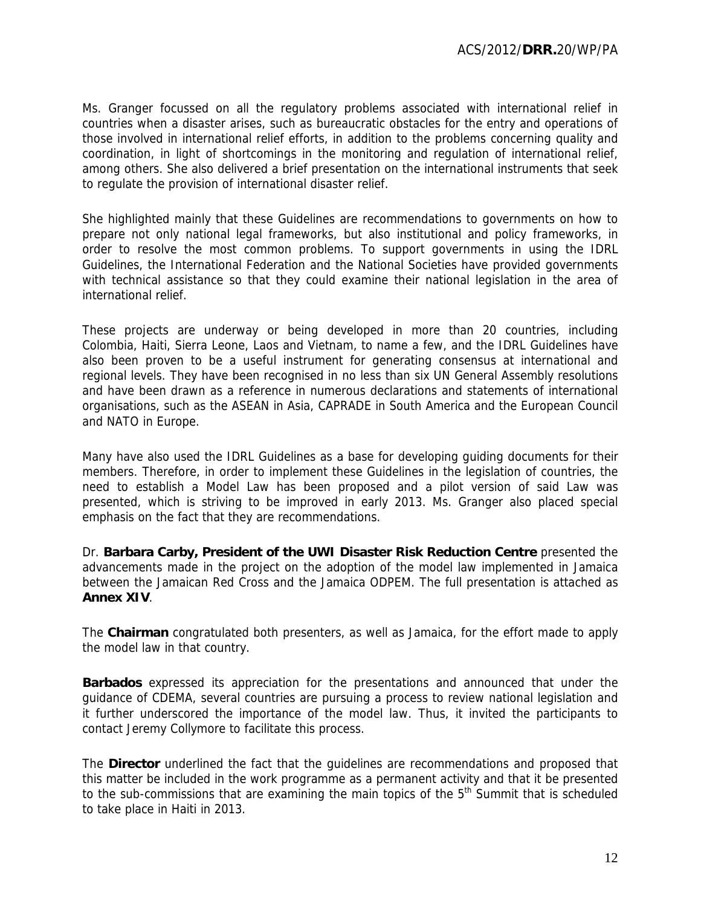Ms. Granger focussed on all the regulatory problems associated with international relief in countries when a disaster arises, such as bureaucratic obstacles for the entry and operations of those involved in international relief efforts, in addition to the problems concerning quality and coordination, in light of shortcomings in the monitoring and regulation of international relief, among others. She also delivered a brief presentation on the international instruments that seek to regulate the provision of international disaster relief.

She highlighted mainly that these Guidelines are recommendations to governments on how to prepare not only national legal frameworks, but also institutional and policy frameworks, in order to resolve the most common problems. To support governments in using the IDRL Guidelines, the International Federation and the National Societies have provided governments with technical assistance so that they could examine their national legislation in the area of international relief.

These projects are underway or being developed in more than 20 countries, including Colombia, Haiti, Sierra Leone, Laos and Vietnam, to name a few, and the IDRL Guidelines have also been proven to be a useful instrument for generating consensus at international and regional levels. They have been recognised in no less than six UN General Assembly resolutions and have been drawn as a reference in numerous declarations and statements of international organisations, such as the ASEAN in Asia, CAPRADE in South America and the European Council and NATO in Europe.

Many have also used the IDRL Guidelines as a base for developing guiding documents for their members. Therefore, in order to implement these Guidelines in the legislation of countries, the need to establish a Model Law has been proposed and a pilot version of said Law was presented, which is striving to be improved in early 2013. Ms. Granger also placed special emphasis on the fact that they are recommendations.

Dr. **Barbara Carby, President of the UWI Disaster Risk Reduction Centre** presented the advancements made in the project on the adoption of the model law implemented in Jamaica between the Jamaican Red Cross and the Jamaica ODPEM. The full presentation is attached as **Annex XIV**.

The **Chairman** congratulated both presenters, as well as Jamaica, for the effort made to apply the model law in that country.

**Barbados** expressed its appreciation for the presentations and announced that under the guidance of CDEMA, several countries are pursuing a process to review national legislation and it further underscored the importance of the model law. Thus, it invited the participants to contact Jeremy Collymore to facilitate this process.

The **Director** underlined the fact that the guidelines are recommendations and proposed that this matter be included in the work programme as a permanent activity and that it be presented to the sub-commissions that are examining the main topics of the 5th Summit that is scheduled to take place in Haiti in 2013.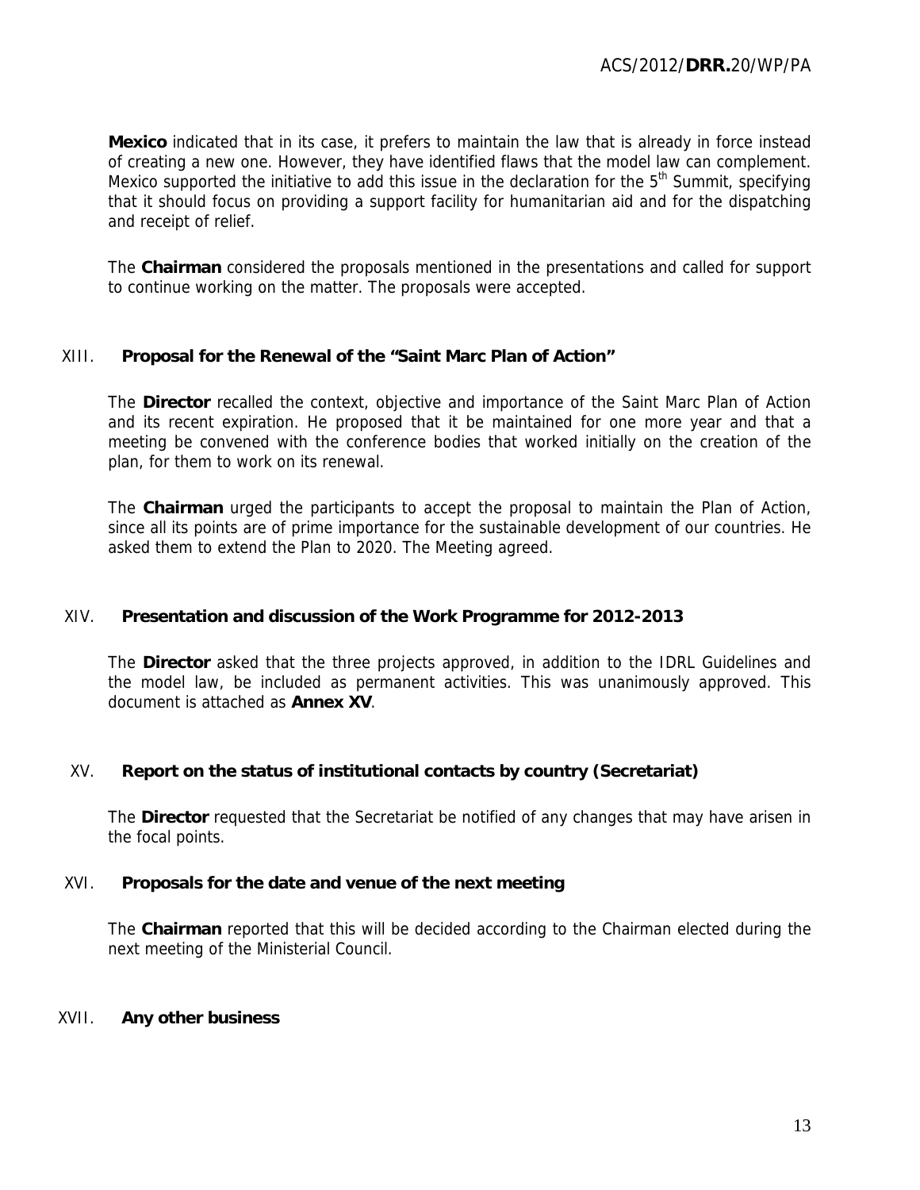**Mexico** indicated that in its case, it prefers to maintain the law that is already in force instead of creating a new one. However, they have identified flaws that the model law can complement. Mexico supported the initiative to add this issue in the declaration for the 5th Summit, specifying that it should focus on providing a support facility for humanitarian aid and for the dispatching and receipt of relief.

The **Chairman** considered the proposals mentioned in the presentations and called for support to continue working on the matter. The proposals were accepted.

## XIII. Proposal for the Renewal of the "Saint Marc Plan of Action"

The **Director** recalled the context, objective and importance of the Saint Marc Plan of Action and its recent expiration. He proposed that it be maintained for one more year and that a meeting be convened with the conference bodies that worked initially on the creation of the plan, for them to work on its renewal.

The **Chairman** urged the participants to accept the proposal to maintain the Plan of Action, since all its points are of prime importance for the sustainable development of our countries. He asked them to extend the Plan to 2020. The Meeting agreed.

## XIV. Presentation and discussion of the Work Programme for 2012-2013

The **Director** asked that the three projects approved, in addition to the IDRL Guidelines and the model law, be included as permanent activities. This was unanimously approved. This document is attached as **Annex XV**.

## XV. Report on the status of institutional contacts by country (Secretariat)

The **Director** requested that the Secretariat be notified of any changes that may have arisen in the focal points.

## XVI. Proposals for the date and venue of the next meeting

The **Chairman** reported that this will be decided according to the Chairman elected during the next meeting of the Ministerial Council.

## XVII. Any other business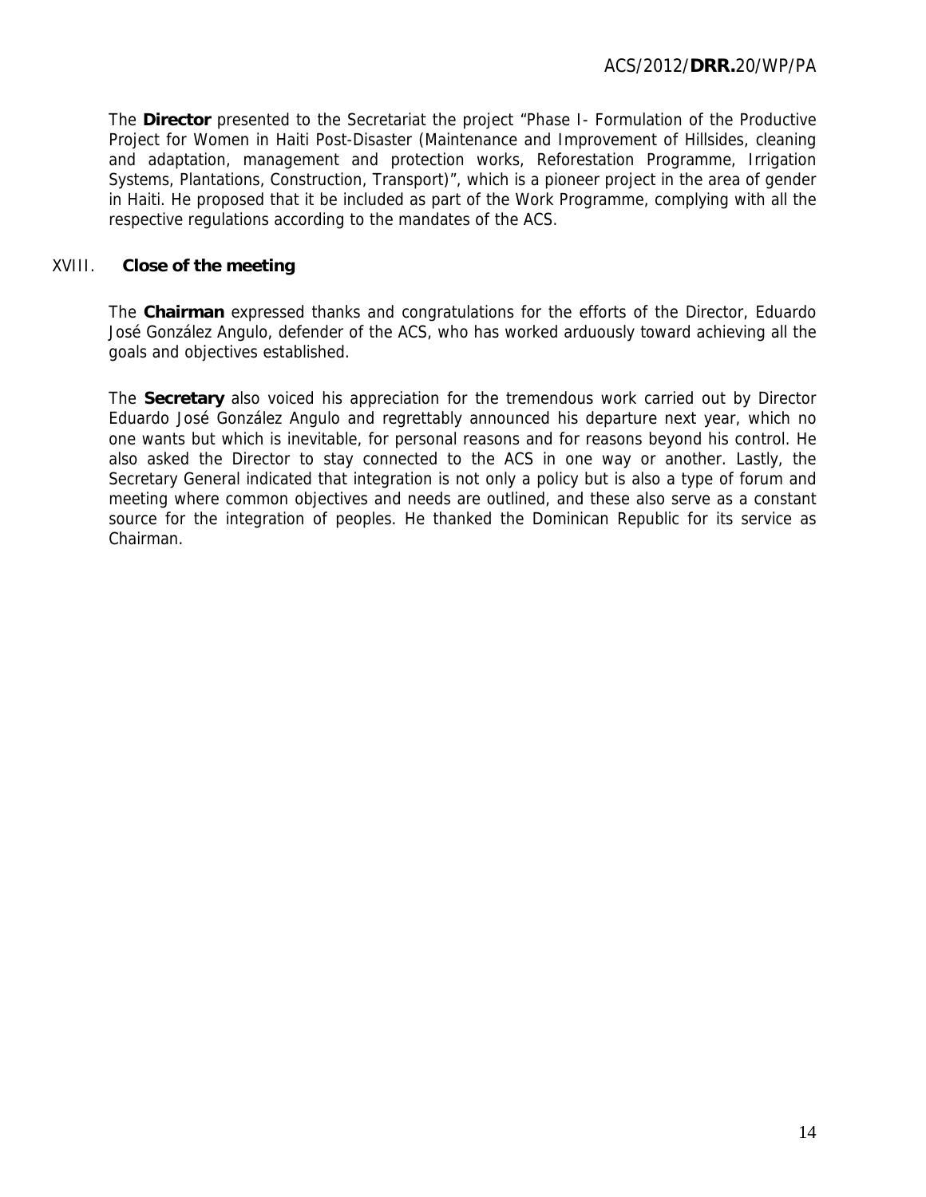The **Director** presented to the Secretariat the project "Phase I- Formulation of the Productive Project for Women in Haiti Post-Disaster (Maintenance and Improvement of Hillsides, cleaning and adaptation, management and protection works, Reforestation Programme, Irrigation Systems, Plantations, Construction, Transport)", which is a pioneer project in the area of gender in Haiti. He proposed that it be included as part of the Work Programme, complying with all the respective regulations according to the mandates of the ACS.

## XVIII. Close of the meeting

The **Chairman** expressed thanks and congratulations for the efforts of the Director, Eduardo José González Angulo, defender of the ACS, who has worked arduously toward achieving all the goals and objectives established.

The **Secretary** also voiced his appreciation for the tremendous work carried out by Director Eduardo José González Angulo and regrettably announced his departure next year, which no one wants but which is inevitable, for personal reasons and for reasons beyond his control. He also asked the Director to stay connected to the ACS in one way or another. Lastly, the Secretary General indicated that integration is not only a policy but is also a type of forum and meeting where common objectives and needs are outlined, and these also serve as a constant source for the integration of peoples. He thanked the Dominican Republic for its service as Chairman.